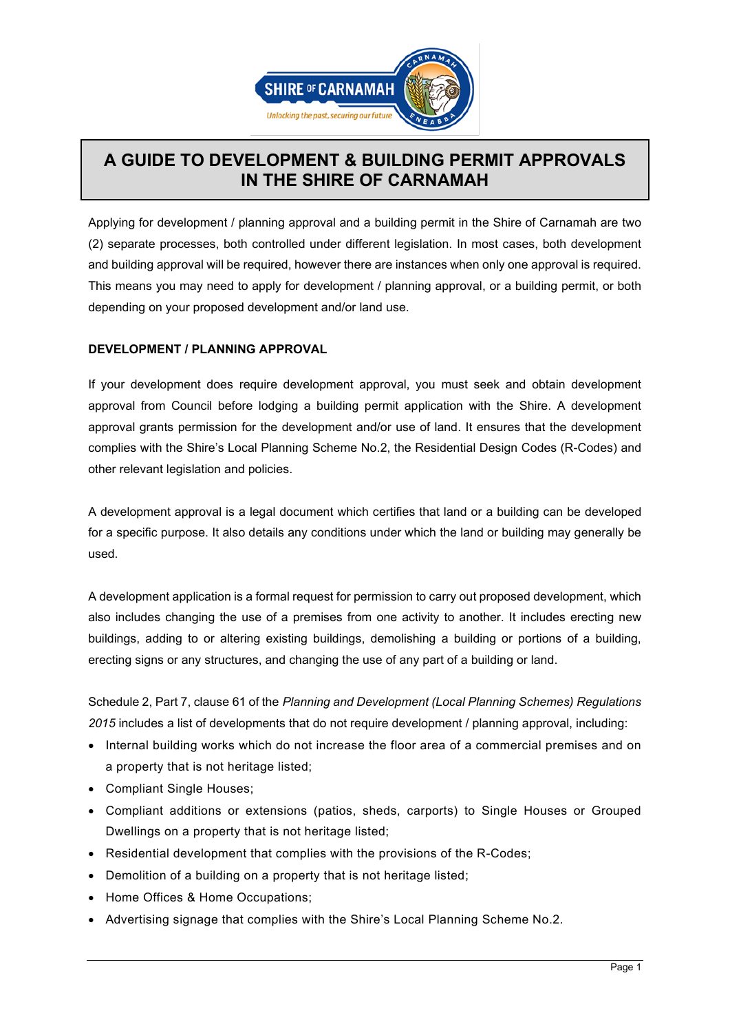# A GUIDE TO DEVELOPMENT & BUILDING PERMIT APPROVALS IN THE SHIRE OF CARNAMAH

Applying for development / planning approval and a building permit in the Shire of Carnamah are two (2) separate processes, both controlled under different legislation. In most cases, both development and building approval will be required, however there are instances when only one approval is required. This means you may need to apply for development / planning approval, or a building permit, or both depending on your proposed development and/or land use.

## DEVELOPMENT / PLANNING APPROVAL

If your development does require development approval, you must seek and obtain development approval from Council before lodging a building permit application with the Shire. A development approval grants permission for the development and/or use of land. It ensures that the development complies with the Shire's Local Planning Scheme No.2, the Residential Design Codes (R-Codes) and other relevant legislation and policies.

A development approval is a legal document which certifies that land or a building can be developed for a specific purpose. It also details any conditions under which the land or building may generally be used.

A development application is a formal request for permission to carry out proposed development, which also includes changing the use of a premises from one activity to another. It includes erecting new buildings, adding to or altering existing buildings, demolishing a building or portions of a building, erecting signs or any structures, and changing the use of any part of a building or land.

Schedule 2, Part 7, clause 61 of the *Planning and Development (Local Planning Schemes) Regulations 2015* includes a list of developments that do not require development / planning approval, including:

- Internal building works which do not increase the floor area of a commercial premises and on a property that is not heritage listed;
- Compliant Single Houses;
- Compliant additions or extensions (patios, sheds, carports) to Single Houses or Grouped Dwellings on a property that is not heritage listed;
- Residential development that complies with the provisions of the R-Codes;
- Demolition of a building on a property that is not heritage listed;
- Home Offices & Home Occupations;
- Advertising signage that complies with the Shire's Local Planning Scheme No.2.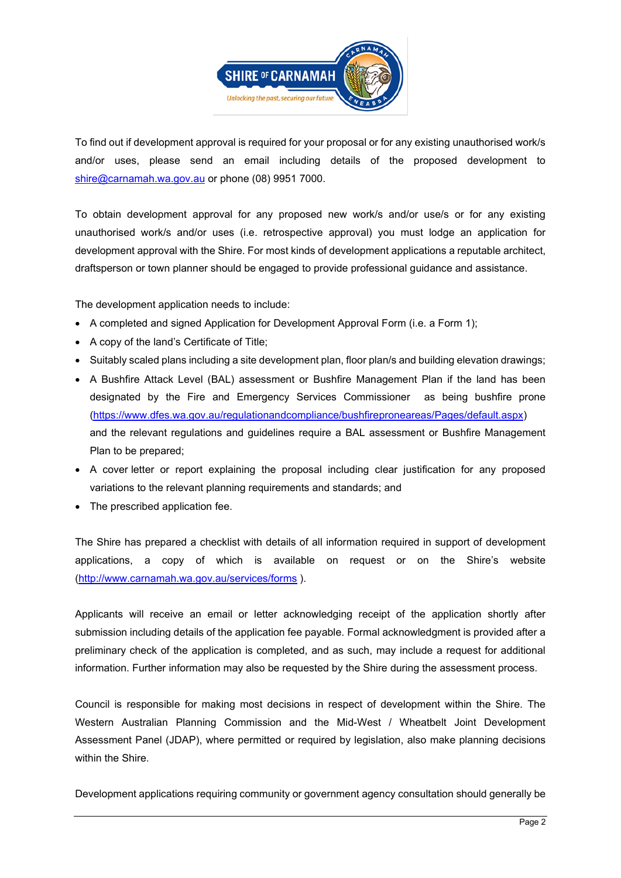To find out if development approval is required for your proposal or for any existing unauthorised work/s and/or uses, please send an email including details of the proposed development to shire@carnamah.wa.gov.au or phone (08) 9951 7000.

To obtain development approval for any proposed new work/s and/or use/s or for any existing unauthorised work/s and/or uses (i.e. retrospective approval) you must lodge an application for development approval with the Shire. For most kinds of development applications a reputable architect, draftsperson or town planner should be engaged to provide professional guidance and assistance.

The development application needs to include:

- A completed and signed Application for Development Approval Form (i.e. a Form 1);
- A copy of the land's Certificate of Title;
- Suitably scaled plans including a site development plan, floor plan/s and building elevation drawings;
- A Bushfire Attack Level (BAL) assessment or Bushfire Management Plan if the land has been designated by the Fire and Emergency Services Commissioner as being bushfire prone (https://www.dfes.wa.gov.au/regulationandcompliance/bushfireproneareas/Pages/default.aspx) and the relevant regulations and guidelines require a BAL assessment or Bushfire Management Plan to be prepared;
- A cover letter or report explaining the proposal including clear justification for any proposed variations to the relevant planning requirements and standards; and
- The prescribed application fee.

The Shire has prepared a checklist with details of all information required in support of development applications, a copy of which is available on request or on the Shire's website (http://www.carnamah.wa.gov.au/services/forms ).

Applicants will receive an email or letter acknowledging receipt of the application shortly after submission including details of the application fee payable. Formal acknowledgment is provided after a preliminary check of the application is completed, and as such, may include a request for additional information. Further information may also be requested by the Shire during the assessment process.

Council is responsible for making most decisions in respect of development within the Shire. The Western Australian Planning Commission and the Mid-West / Wheatbelt Joint Development Assessment Panel (JDAP), where permitted or required by legislation, also make planning decisions within the Shire.

Development applications requiring community or government agency consultation should generally be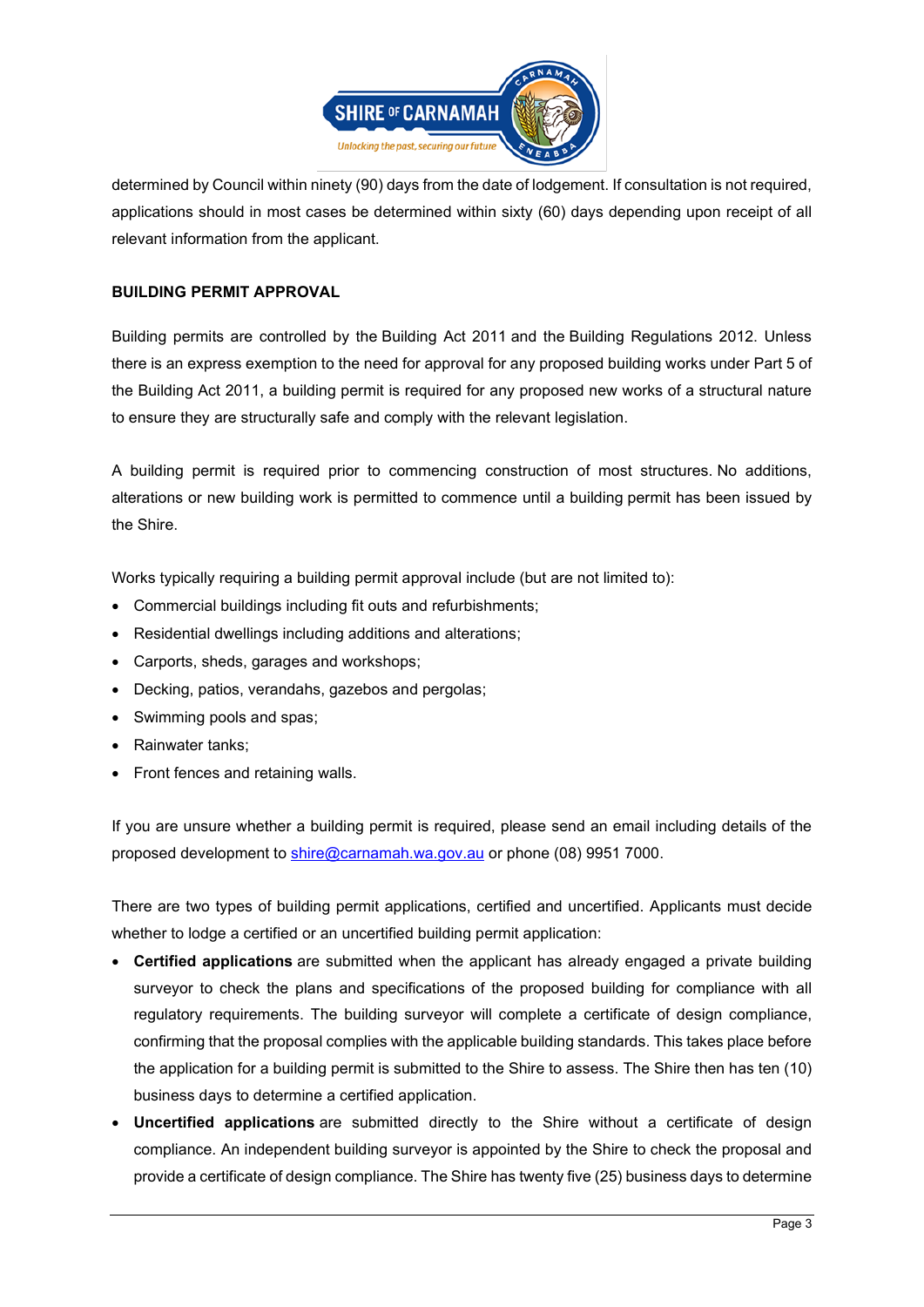determined by Council within ninety (90) days from the date of lodgement. If consultation is not required, applications should in most cases be determined within sixty (60) days depending upon receipt of all relevant information from the applicant.

**BUILDING PERMIT APPROVAL**

Building permits are controlled by the Building Act 2011 and the Building Regulations 2012. Unless there is an express exemption to the need for approval for any proposed building works under Part 5 of the Building Act 2011, a building permit is required for any proposed new works of a structural nature to ensure they are structurally safe and comply with the relevant legislation.

A building permit is required prior to commencing construction of most structures. No additions, alterations or new building work is permitted to commence until a building permit has been issued by the Shire.

Works typically requiring a building permit approval include (but are not limited to):

- Commercial buildings including fit outs and refurbishments;
- Residential dwellings including additions and alterations;
- Carports, sheds, garages and workshops;
- Decking, patios, verandahs, gazebos and pergolas;
- Swimming pools and spas;
- Rainwater tanks;
- Front fences and retaining walls.

If you are unsure whether a building permit is required, please send an email including details of the proposed development to shire@carnamah.wa.gov.au or phone (08) 9951 7000.

There are two types of building permit applications, certified and uncertified. Applicants must decide whether to lodge a certified or an uncertified building permit application:

- **Certified applications** are submitted when the applicant has already engaged a private building surveyor to check the plans and specifications of the proposed building for compliance with all regulatory requirements. The building surveyor will complete a certificate of design compliance, confirming that the proposal complies with the applicable building standards. This takes place before the application for a building permit is submitted to the Shire to assess. The Shire then has ten (10) business days to determine a certified application.
- **Uncertified applications** are submitted directly to the Shire without a certificate of design compliance. An independent building surveyor is appointed by the Shire to check the proposal and provide a certificate of design compliance. The Shire has twenty five (25) business days to determine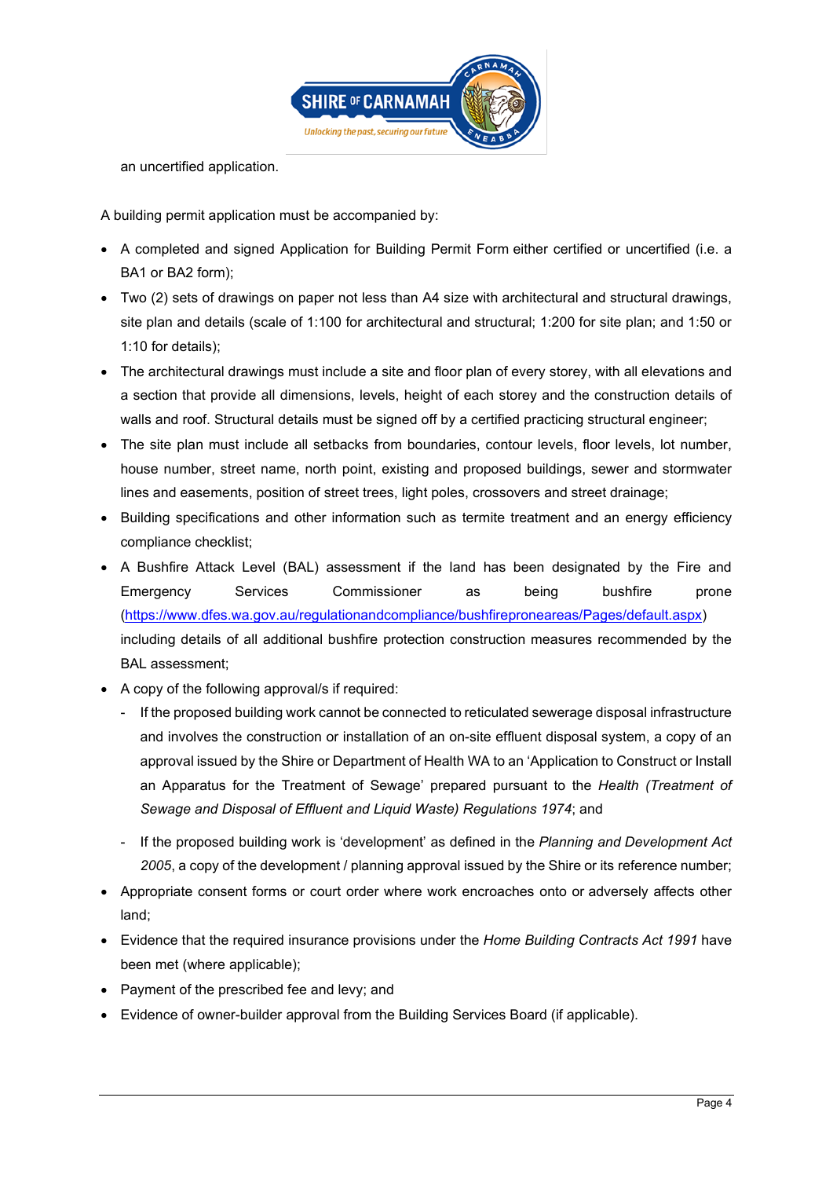an uncertified application.

A building permit application must be accompanied by:

- A completed and signed Application for Building Permit Form either certified or uncertified (i.e. a BA1 or BA2 form);
- Two (2) sets of drawings on paper not less than A4 size with architectural and structural drawings, site plan and details (scale of 1:100 for architectural and structural; 1:200 for site plan; and 1:50 or 1:10 for details);
- The architectural drawings must include a site and floor plan of every storey, with all elevations and a section that provide all dimensions, levels, height of each storey and the construction details of walls and roof. Structural details must be signed off by a certified practicing structural engineer;
- The site plan must include all setbacks from boundaries, contour levels, floor levels, lot number, house number, street name, north point, existing and proposed buildings, sewer and stormwater lines and easements, position of street trees, light poles, crossovers and street drainage;
- Building specifications and other information such as termite treatment and an energy efficiency compliance checklist;
- A Bushfire Attack Level (BAL) assessment if the land has been designated by the Fire and Emergency Services Commissioner as being bushfire prone (https://www.dfes.wa.gov.au/regulationandcompliance/bushfireproneareas/Pages/default.aspx) including details of all additional bushfire protection construction measures recommended by the BAL assessment;
- A copy of the following approval/s if required:
  - If the proposed building work cannot be connected to reticulated sewerage disposal infrastructure and involves the construction or installation of an on-site effluent disposal system, a copy of an approval issued by the Shire or Department of Health WA to an 'Application to Construct or Install an Apparatus for the Treatment of Sewage' prepared pursuant to the *Health (Treatment of Sewage and Disposal of Effluent and Liquid Waste) Regulations 1974*; and
  - If the proposed building work is 'development' as defined in the *Planning and Development Act 2005*, a copy of the development / planning approval issued by the Shire or its reference number;
- Appropriate consent forms or court order where work encroaches onto or adversely affects other land;
- Evidence that the required insurance provisions under the *Home Building Contracts Act 1991* have been met (where applicable);
- Payment of the prescribed fee and levy; and
- Evidence of owner-builder approval from the Building Services Board (if applicable).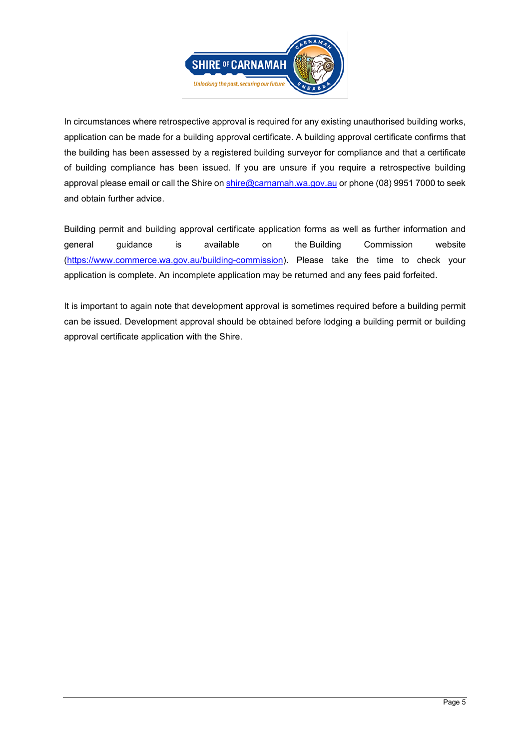In circumstances where retrospective approval is required for any existing unauthorised building works, application can be made for a building approval certificate. A building approval certificate confirms that the building has been assessed by a registered building surveyor for compliance and that a certificate of building compliance has been issued. If you are unsure if you require a retrospective building approval please email or call the Shire on shire@carnamah.wa.gov.au or phone (08) 9951 7000 to seek and obtain further advice.

Building permit and building approval certificate application forms as well as further information and general guidance is available on the Building Commission website (https://www.commerce.wa.gov.au/building-commission). Please take the time to check your application is complete. An incomplete application may be returned and any fees paid forfeited.

It is important to again note that development approval is sometimes required before a building permit can be issued. Development approval should be obtained before lodging a building permit or building approval certificate application with the Shire.